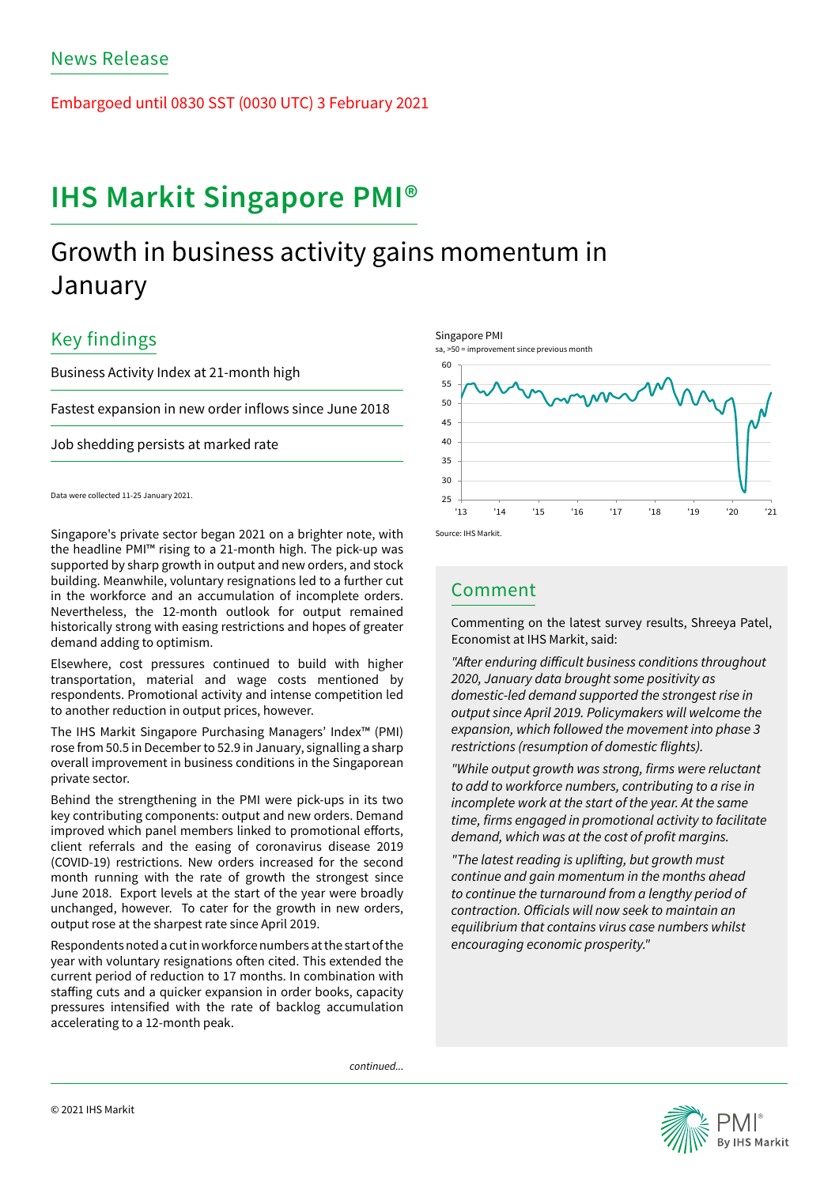News Release

Embargoed until 0830 SST (0030 UTC) 3 February 2021

# IHS Markit Singapore PMI®

## Growth in business activity gains momentum in January

### Key findings

Business Activity Index at 21-month high

Fastest expansion in new order inflows since June 2018

Job shedding persists at marked rate

Data were collected 11-25 January 2021.

Singapore PMI
sa, >50 = improvement since previous month

Source: IHS Markit.

Singapore's private sector began 2021 on a brighter note, with the headline PMI™ rising to a 21-month high. The pick-up was supported by sharp growth in output and new orders, and stock building. Meanwhile, voluntary resignations led to a further cut in the workforce and an accumulation of incomplete orders. Nevertheless, the 12-month outlook for output remained historically strong with easing restrictions and hopes of greater demand adding to optimism.

Elsewhere, cost pressures continued to build with higher transportation, material and wage costs mentioned by respondents. Promotional activity and intense competition led to another reduction in output prices, however.

The IHS Markit Singapore Purchasing Managers' Index™ (PMI) rose from 50.5 in December to 52.9 in January, signalling a sharp overall improvement in business conditions in the Singaporean private sector.

Behind the strengthening in the PMI were pick-ups in its two key contributing components: output and new orders. Demand improved which panel members linked to promotional efforts, client referrals and the easing of coronavirus disease 2019 (COVID-19) restrictions. New orders increased for the second month running with the rate of growth the strongest since June 2018. Export levels at the start of the year were broadly unchanged, however. To cater for the growth in new orders, output rose at the sharpest rate since April 2019.

Respondents noted a cut in workforce numbers at the start of the year with voluntary resignations often cited. This extended the current period of reduction to 17 months. In combination with staffing cuts and a quicker expansion in order books, capacity pressures intensified with the rate of backlog accumulation accelerating to a 12-month peak.

*continued...*

### Comment

Commenting on the latest survey results, Shreeya Patel, Economist at IHS Markit, said:

*"After enduring difficult business conditions throughout 2020, January data brought some positivity as domestic-led demand supported the strongest rise in output since April 2019. Policymakers will welcome the expansion, which followed the movement into phase 3 restrictions (resumption of domestic flights).*

*"While output growth was strong, firms were reluctant to add to workforce numbers, contributing to a rise in incomplete work at the start of the year. At the same time, firms engaged in promotional activity to facilitate demand, which was at the cost of profit margins.*

*"The latest reading is uplifting, but growth must continue and gain momentum in the months ahead to continue the turnaround from a lengthy period of contraction. Officials will now seek to maintain an equilibrium that contains virus case numbers whilst encouraging economic prosperity."*

© 2021 IHS Markit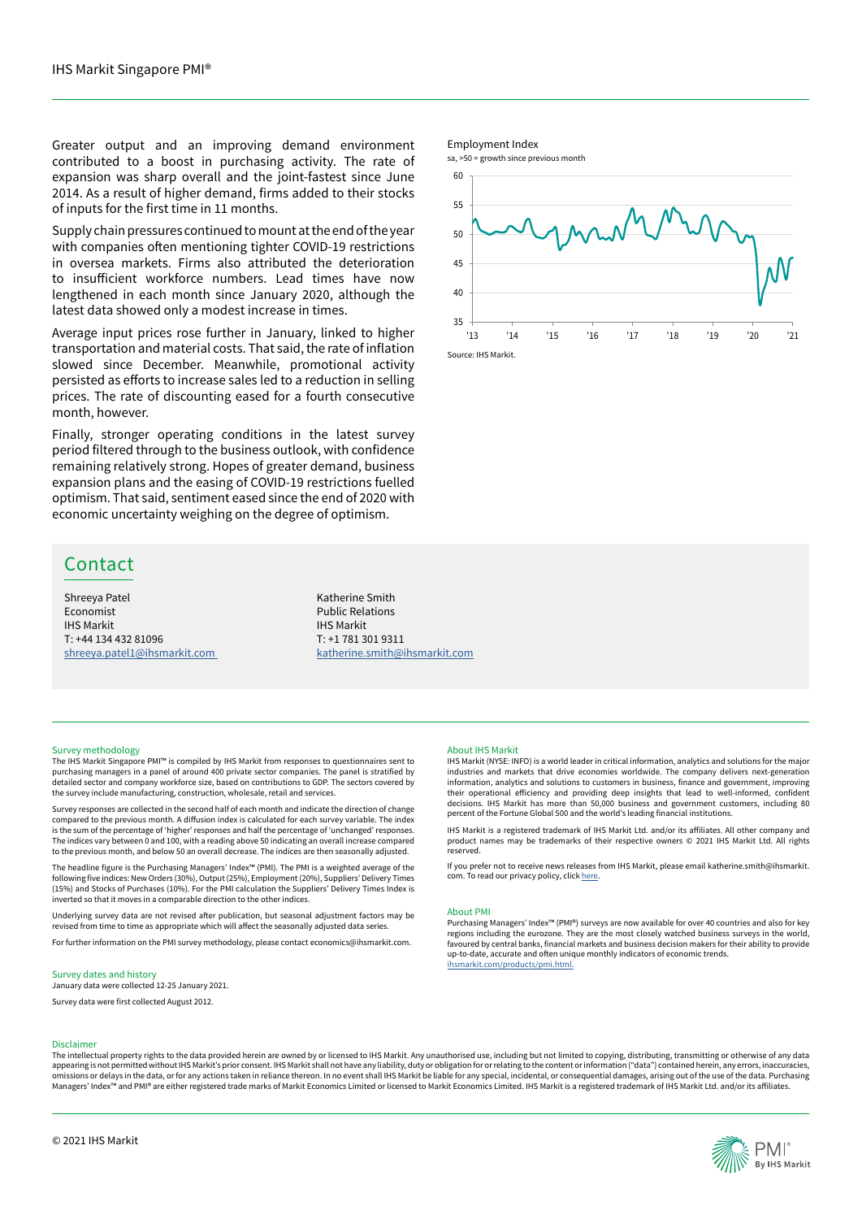Greater output and an improving demand environment contributed to a boost in purchasing activity. The rate of expansion was sharp overall and the joint-fastest since June 2014. As a result of higher demand, firms added to their stocks of inputs for the first time in 11 months.

Supply chain pressures continued to mount at the end of the year with companies often mentioning tighter COVID-19 restrictions in oversea markets. Firms also attributed the deterioration to insufficient workforce numbers. Lead times have now lengthened in each month since January 2020, although the latest data showed only a modest increase in times.

Average input prices rose further in January, linked to higher transportation and material costs. That said, the rate of inflation slowed since December. Meanwhile, promotional activity persisted as efforts to increase sales led to a reduction in selling prices. The rate of discounting eased for a fourth consecutive month, however.

Finally, stronger operating conditions in the latest survey period filtered through to the business outlook, with confidence remaining relatively strong. Hopes of greater demand, business expansion plans and the easing of COVID-19 restrictions fuelled optimism. That said, sentiment eased since the end of 2020 with economic uncertainty weighing on the degree of optimism.

Employment Index

sa, >50 = growth since previous month

60
55
50
45
40
35

'13 '14 '15 '16 '17 '18 '19 '20 '21

Source: IHS Markit.

## Contact

Shreeya Patel
Economist
IHS Markit
T: +44 134 432 81096
shreeya.patel1@ihsmarkit.com

Katherine Smith
Public Relations
IHS Markit
T: +1 781 301 9311
katherine.smith@ihsmarkit.com

### Survey methodology

The IHS Markit Singapore PMI™ is compiled by IHS Markit from responses to questionnaires sent to purchasing managers in a panel of around 400 private sector companies. The panel is stratified by detailed sector and company workforce size, based on contributions to GDP. The sectors covered by the survey include manufacturing, construction, wholesale, retail and services.

Survey responses are collected in the second half of each month and indicate the direction of change compared to the previous month. A diffusion index is calculated for each survey variable. The index is the sum of the percentage of 'higher' responses and half the percentage of 'unchanged' responses. The indices vary between 0 and 100, with a reading above 50 indicating an overall increase compared to the previous month, and below 50 an overall decrease. The indices are then seasonally adjusted.

The headline figure is the Purchasing Managers' Index™ (PMI). The PMI is a weighted average of the following five indices: New Orders (30%), Output (25%), Employment (20%), Suppliers' Delivery Times (15%) and Stocks of Purchases (10%). For the PMI calculation the Suppliers' Delivery Times Index is inverted so that it moves in a comparable direction to the other indices.

Underlying survey data are not revised after publication, but seasonal adjustment factors may be revised from time to time as appropriate which will affect the seasonally adjusted data series.

For further information on the PMI survey methodology, please contact economics@ihsmarkit.com.

### Survey dates and history

January data were collected 12-25 January 2021.

Survey data were first collected August 2012.

### About IHS Markit

IHS Markit (NYSE: INFO) is a world leader in critical information, analytics and solutions for the major industries and markets that drive economies worldwide. The company delivers next-generation information, analytics and solutions to customers in business, finance and government, improving their operational efficiency and providing deep insights that lead to well-informed, confident decisions. IHS Markit has more than 50,000 business and government customers, including 80 percent of the Fortune Global 500 and the world's leading financial institutions.

IHS Markit is a registered trademark of IHS Markit Ltd. and/or its affiliates. All other company and product names may be trademarks of their respective owners © 2021 IHS Markit Ltd. All rights reserved.

If you prefer not to receive news releases from IHS Markit, please email katherine.smith@ihsmarkit.com. To read our privacy policy, click here.

### About PMI

Purchasing Managers' Index™ (PMI®) surveys are now available for over 40 countries and also for key regions including the eurozone. They are the most closely watched business surveys in the world, favoured by central banks, financial markets and business decision makers for their ability to provide up-to-date, accurate and often unique monthly indicators of economic trends.
ihsmarkit.com/products/pmi.html.

### Disclaimer

The intellectual property rights to the data provided herein are owned by or licensed to IHS Markit. Any unauthorised use, including but not limited to copying, distributing, transmitting or otherwise of any data appearing is not permitted without IHS Markit's prior consent. IHS Markit shall not have any liability, duty or obligation for or relating to the content or information ("data") contained herein, any errors, inaccuracies, omissions or delays in the data, or for any actions taken in reliance thereon. In no event shall IHS Markit be liable for any special, incidental, or consequential damages, arising out of the use of the data. Purchasing Managers' Index™ and PMI® are either registered trade marks of Markit Economics Limited or licensed to Markit Economics Limited. IHS Markit is a registered trademark of IHS Markit Ltd. and/or its affiliates.

© 2021 IHS Markit